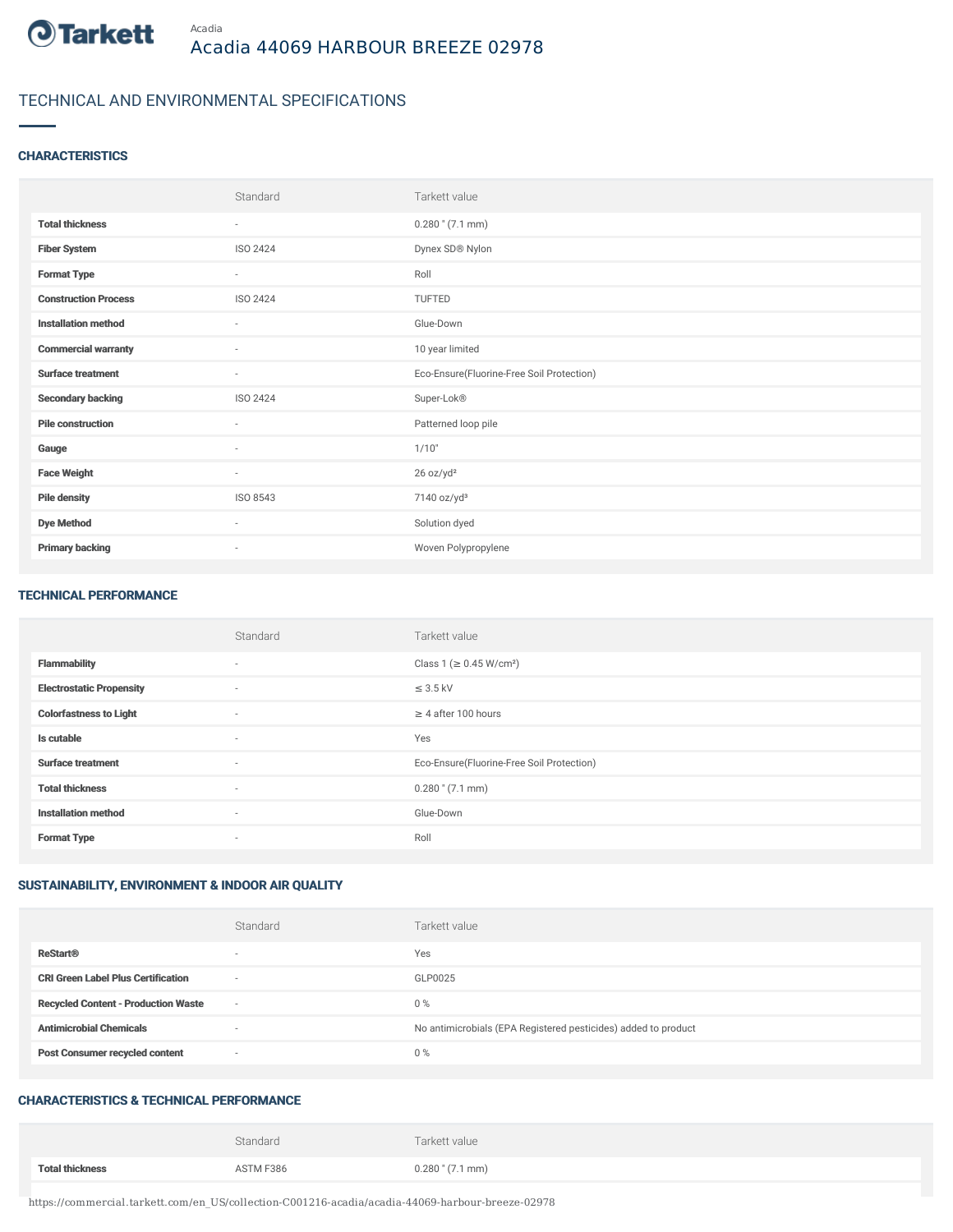Tarkett

Acadia

# Acadia 44069 HARBOUR BREEZE 02978

## TECHNICAL AND ENVIRONMENTAL SPECIFICATIONS

### CHARACTERISTICS

| | Standard | Tarkett value |
|---|---|---|
| **Total thickness** | - | 0.280 " (7.1 mm) |
| **Fiber System** | ISO 2424 | Dynex SD® Nylon |
| **Format Type** | - | Roll |
| **Construction Process** | ISO 2424 | TUFTED |
| **Installation method** | - | Glue-Down |
| **Commercial warranty** | - | 10 year limited |
| **Surface treatment** | - | Eco-Ensure(Fluorine-Free Soil Protection) |
| **Secondary backing** | ISO 2424 | Super-Lok® |
| **Pile construction** | - | Patterned loop pile |
| **Gauge** | - | 1/10" |
| **Face Weight** | - | 26 oz/yd² |
| **Pile density** | ISO 8543 | 7140 oz/yd³ |
| **Dye Method** | - | Solution dyed |
| **Primary backing** | - | Woven Polypropylene |

### TECHNICAL PERFORMANCE

| | Standard | Tarkett value |
|---|---|---|
| **Flammability** | - | Class 1 (≥ 0.45 W/cm²) |
| **Electrostatic Propensity** | - | ≤ 3.5 kV |
| **Colorfastness to Light** | - | ≥ 4 after 100 hours |
| **Is cutable** | - | Yes |
| **Surface treatment** | - | Eco-Ensure(Fluorine-Free Soil Protection) |
| **Total thickness** | - | 0.280 " (7.1 mm) |
| **Installation method** | - | Glue-Down |
| **Format Type** | - | Roll |

### SUSTAINABILITY, ENVIRONMENT & INDOOR AIR QUALITY

| | Standard | Tarkett value |
|---|---|---|
| **ReStart®** | - | Yes |
| **CRI Green Label Plus Certification** | - | GLP0025 |
| **Recycled Content - Production Waste** | - | 0 % |
| **Antimicrobial Chemicals** | - | No antimicrobials (EPA Registered pesticides) added to product |
| **Post Consumer recycled content** | - | 0 % |

### CHARACTERISTICS & TECHNICAL PERFORMANCE

| | Standard | Tarkett value |
|---|---|---|
| **Total thickness** | ASTM F386 | 0.280 " (7.1 mm) |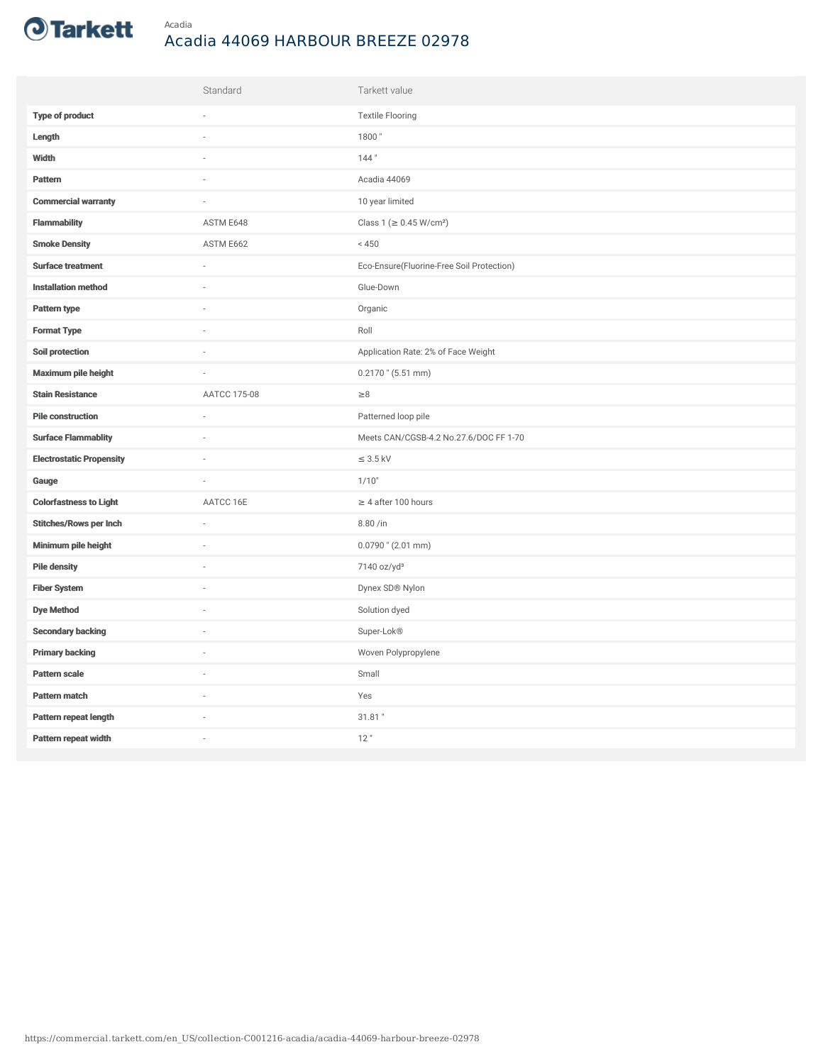Acadia

# Acadia 44069 HARBOUR BREEZE 02978

| | Standard | Tarkett value |
|---|---|---|
| **Type of product** | - | Textile Flooring |
| **Length** | - | 1800 " |
| **Width** | - | 144 " |
| **Pattern** | - | Acadia 44069 |
| **Commercial warranty** | - | 10 year limited |
| **Flammability** | ASTM E648 | Class 1 (≥ 0.45 W/cm²) |
| **Smoke Density** | ASTM E662 | < 450 |
| **Surface treatment** | - | Eco-Ensure(Fluorine-Free Soil Protection) |
| **Installation method** | - | Glue-Down |
| **Pattern type** | - | Organic |
| **Format Type** | - | Roll |
| **Soil protection** | - | Application Rate: 2% of Face Weight |
| **Maximum pile height** | - | 0.2170 " (5.51 mm) |
| **Stain Resistance** | AATCC 175-08 | ≥8 |
| **Pile construction** | - | Patterned loop pile |
| **Surface Flammablity** | - | Meets CAN/CGSB-4.2 No.27.6/DOC FF 1-70 |
| **Electrostatic Propensity** | - | ≤ 3.5 kV |
| **Gauge** | - | 1/10" |
| **Colorfastness to Light** | AATCC 16E | ≥ 4 after 100 hours |
| **Stitches/Rows per Inch** | - | 8.80 /in |
| **Minimum pile height** | - | 0.0790 " (2.01 mm) |
| **Pile density** | - | 7140 oz/yd³ |
| **Fiber System** | - | Dynex SD® Nylon |
| **Dye Method** | - | Solution dyed |
| **Secondary backing** | - | Super-Lok® |
| **Primary backing** | - | Woven Polypropylene |
| **Pattern scale** | - | Small |
| **Pattern match** | - | Yes |
| **Pattern repeat length** | - | 31.81 " |
| **Pattern repeat width** | - | 12 " |

https://commercial.tarkett.com/en_US/collection-C001216-acadia/acadia-44069-harbour-breeze-02978